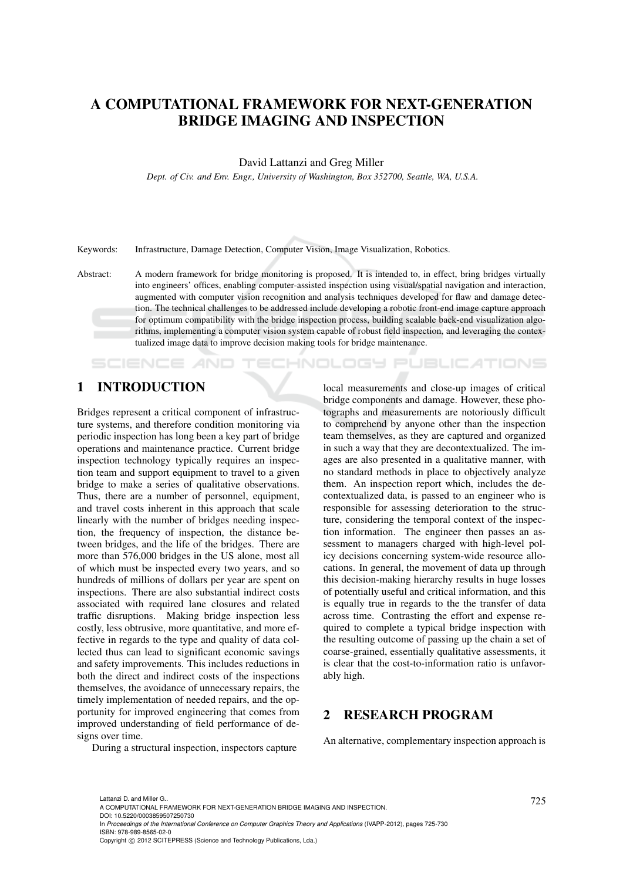# A COMPUTATIONAL FRAMEWORK FOR NEXT-GENERATION BRIDGE IMAGING AND INSPECTION

David Lattanzi and Greg Miller

*Dept. of Civ. and Env. Engr., University of Washington, Box 352700, Seattle, WA, U.S.A.*

Keywords: Infrastructure, Damage Detection, Computer Vision, Image Visualization, Robotics.

Abstract: A modern framework for bridge monitoring is proposed. It is intended to, in effect, bring bridges virtually into engineers' offices, enabling computer-assisted inspection using visual/spatial navigation and interaction, augmented with computer vision recognition and analysis techniques developed for flaw and damage detection. The technical challenges to be addressed include developing a robotic front-end image capture approach for optimum compatibility with the bridge inspection process, building scalable back-end visualization algorithms, implementing a computer vision system capable of robust field inspection, and leveraging the contextualized image data to improve decision making tools for bridge maintenance.

## 1 INTRODUCTION

Bridges represent a critical component of infrastructure systems, and therefore condition monitoring via periodic inspection has long been a key part of bridge operations and maintenance practice. Current bridge inspection technology typically requires an inspection team and support equipment to travel to a given bridge to make a series of qualitative observations. Thus, there are a number of personnel, equipment, and travel costs inherent in this approach that scale linearly with the number of bridges needing inspection, the frequency of inspection, the distance between bridges, and the life of the bridges. There are more than 576,000 bridges in the US alone, most all of which must be inspected every two years, and so hundreds of millions of dollars per year are spent on inspections. There are also substantial indirect costs associated with required lane closures and related traffic disruptions. Making bridge inspection less costly, less obtrusive, more quantitative, and more effective in regards to the type and quality of data collected thus can lead to significant economic savings and safety improvements. This includes reductions in both the direct and indirect costs of the inspections themselves, the avoidance of unnecessary repairs, the timely implementation of needed repairs, and the opportunity for improved engineering that comes from improved understanding of field performance of designs over time.

During a structural inspection, inspectors capture local measurements and close-up images of critical bridge components and damage. However, these photographs and measurements are notoriously difficult to comprehend by anyone other than the inspection team themselves, as they are captured and organized in such a way that they are decontextualized. The images are also presented in a qualitative manner, with no standard methods in place to objectively analyze them. An inspection report which, includes the decontextualized data, is passed to an engineer who is responsible for assessing deterioration to the structure, considering the temporal context of the inspection information. The engineer then passes an assessment to managers charged with high-level policy decisions concerning system-wide resource allocations. In general, the movement of data up through this decision-making hierarchy results in huge losses of potentially useful and critical information, and this is equally true in regards to the the transfer of data across time. Contrasting the effort and expense required to complete a typical bridge inspection with the resulting outcome of passing up the chain a set of coarse-grained, essentially qualitative assessments, it is clear that the cost-to-information ratio is unfavorably high.

## 2 RESEARCH PROGRAM

An alternative, complementary inspection approach is

Lattanzi D. and Miller G..
A COMPUTATIONAL FRAMEWORK FOR NEXT-GENERATION BRIDGE IMAGING AND INSPECTION.
DOI: 10.5220/0003859507250730
In *Proceedings of the International Conference on Computer Graphics Theory and Applications* (IVAPP-2012), pages 725-730
ISBN: 978-989-8565-02-0
Copyright © 2012 SCITEPRESS (Science and Technology Publications, Lda.)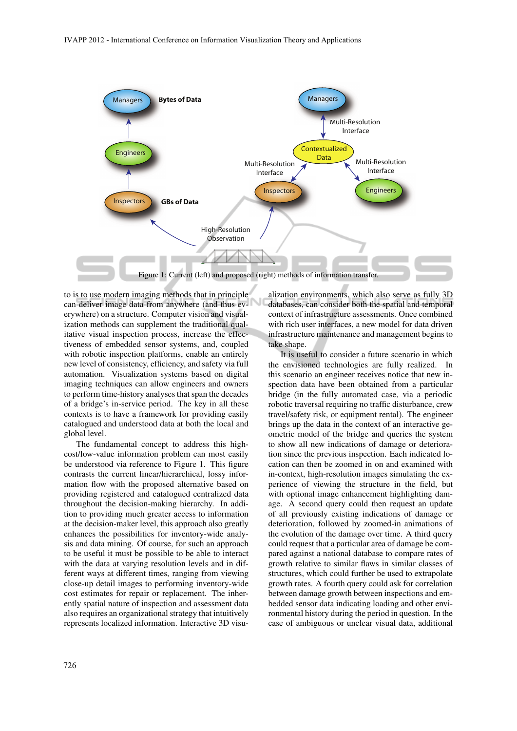Figure 1: Current (left) and proposed (right) methods of information transfer.

to is to use modern imaging methods that in principle can deliver image data from anywhere (and thus everywhere) on a structure. Computer vision and visualization methods can supplement the traditional qualitative visual inspection process, increase the effectiveness of embedded sensor systems, and, coupled with robotic inspection platforms, enable an entirely new level of consistency, efficiency, and safety via full automation. Visualization systems based on digital imaging techniques can allow engineers and owners to perform time-history analyses that span the decades of a bridge's in-service period. The key in all these contexts is to have a framework for providing easily catalogued and understood data at both the local and global level.

The fundamental concept to address this high-cost/low-value information problem can most easily be understood via reference to Figure 1. This figure contrasts the current linear/hierarchical, lossy information flow with the proposed alternative based on providing registered and catalogued centralized data throughout the decision-making hierarchy. In addition to providing much greater access to information at the decision-maker level, this approach also greatly enhances the possibilities for inventory-wide analysis and data mining. Of course, for such an approach to be useful it must be possible to be able to interact with the data at varying resolution levels and in different ways at different times, ranging from viewing close-up detail images to performing inventory-wide cost estimates for repair or replacement. The inherently spatial nature of inspection and assessment data also requires an organizational strategy that intuitively represents localized information. Interactive 3D visualization environments, which also serve as fully 3D databases, can consider both the spatial and temporal context of infrastructure assessments. Once combined with rich user interfaces, a new model for data driven infrastructure maintenance and management begins to take shape.

It is useful to consider a future scenario in which the envisioned technologies are fully realized. In this scenario an engineer receives notice that new inspection data have been obtained from a particular bridge (in the fully automated case, via a periodic robotic traversal requiring no traffic disturbance, crew travel/safety risk, or equipment rental). The engineer brings up the data in the context of an interactive geometric model of the bridge and queries the system to show all new indications of damage or deterioration since the previous inspection. Each indicated location can then be zoomed in on and examined with in-context, high-resolution images simulating the experience of viewing the structure in the field, but with optional image enhancement highlighting damage. A second query could then request an update of all previously existing indications of damage or deterioration, followed by zoomed-in animations of the evolution of the damage over time. A third query could request that a particular area of damage be compared against a national database to compare rates of growth relative to similar flaws in similar classes of structures, which could further be used to extrapolate growth rates. A fourth query could ask for correlation between damage growth between inspections and embedded sensor data indicating loading and other environmental history during the period in question. In the case of ambiguous or unclear visual data, additional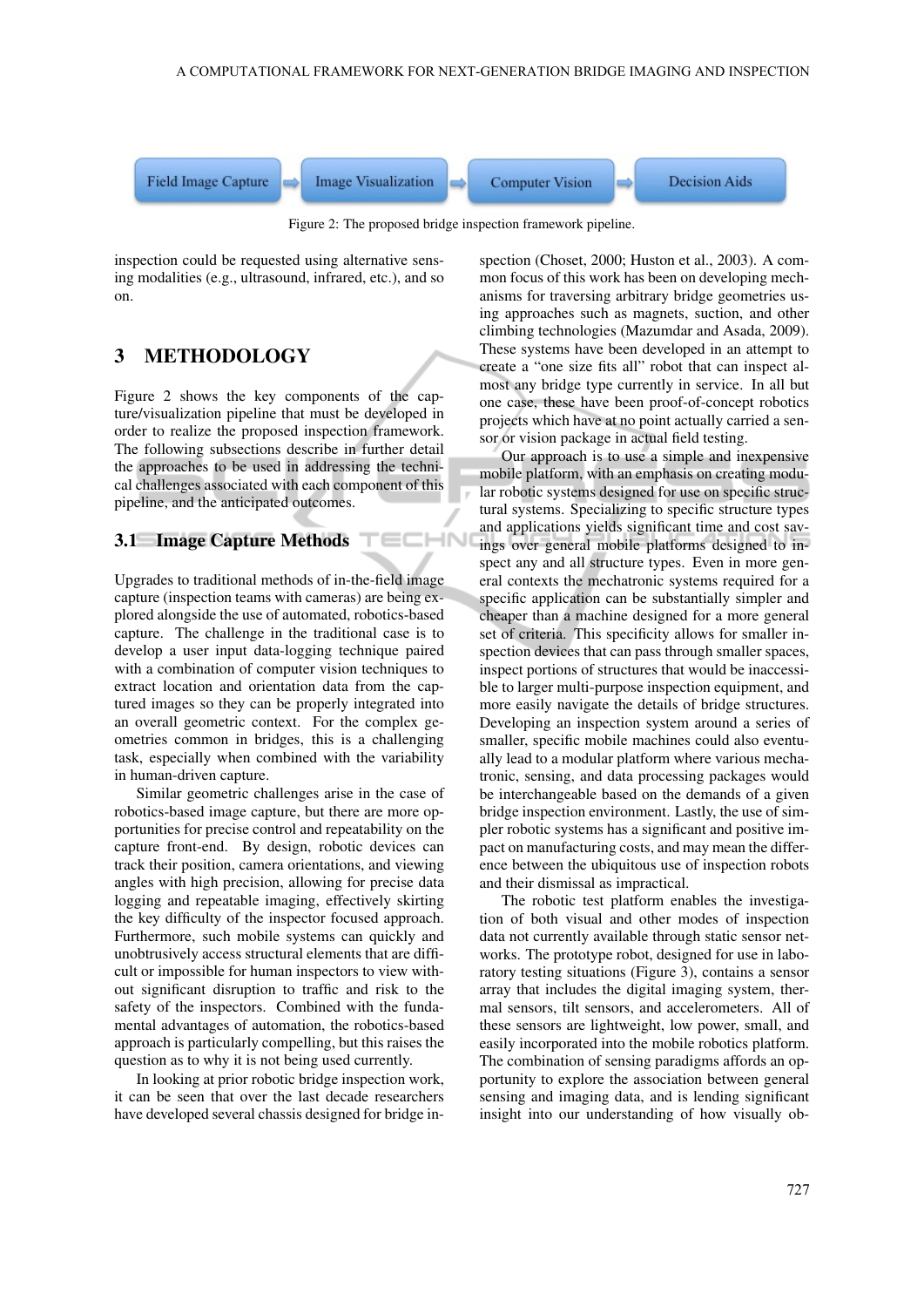Field Image Capture → Image Visualization → Computer Vision → Decision Aids

Figure 2: The proposed bridge inspection framework pipeline.

inspection could be requested using alternative sensing modalities (e.g., ultrasound, infrared, etc.), and so on.

## 3 METHODOLOGY

Figure 2 shows the key components of the capture/visualization pipeline that must be developed in order to realize the proposed inspection framework. The following subsections describe in further detail the approaches to be used in addressing the technical challenges associated with each component of this pipeline, and the anticipated outcomes.

### 3.1 Image Capture Methods

Upgrades to traditional methods of in-the-field image capture (inspection teams with cameras) are being explored alongside the use of automated, robotics-based capture. The challenge in the traditional case is to develop a user input data-logging technique paired with a combination of computer vision techniques to extract location and orientation data from the captured images so they can be properly integrated into an overall geometric context. For the complex geometries common in bridges, this is a challenging task, especially when combined with the variability in human-driven capture.

Similar geometric challenges arise in the case of robotics-based image capture, but there are more opportunities for precise control and repeatability on the capture front-end. By design, robotic devices can track their position, camera orientations, and viewing angles with high precision, allowing for precise data logging and repeatable imaging, effectively skirting the key difficulty of the inspector focused approach. Furthermore, such mobile systems can quickly and unobtrusively access structural elements that are difficult or impossible for human inspectors to view without significant disruption to traffic and risk to the safety of the inspectors. Combined with the fundamental advantages of automation, the robotics-based approach is particularly compelling, but this raises the question as to why it is not being used currently.

In looking at prior robotic bridge inspection work, it can be seen that over the last decade researchers have developed several chassis designed for bridge inspection (Choset, 2000; Huston et al., 2003). A common focus of this work has been on developing mechanisms for traversing arbitrary bridge geometries using approaches such as magnets, suction, and other climbing technologies (Mazumdar and Asada, 2009). These systems have been developed in an attempt to create a "one size fits all" robot that can inspect almost any bridge type currently in service. In all but one case, these have been proof-of-concept robotics projects which have at no point actually carried a sensor or vision package in actual field testing.

Our approach is to use a simple and inexpensive mobile platform, with an emphasis on creating modular robotic systems designed for use on specific structural systems. Specializing to specific structure types and applications yields significant time and cost savings over general mobile platforms designed to inspect any and all structure types. Even in more general contexts the mechatronic systems required for a specific application can be substantially simpler and cheaper than a machine designed for a more general set of criteria. This specificity allows for smaller inspection devices that can pass through smaller spaces, inspect portions of structures that would be inaccessible to larger multi-purpose inspection equipment, and more easily navigate the details of bridge structures. Developing an inspection system around a series of smaller, specific mobile machines could also eventually lead to a modular platform where various mechatronic, sensing, and data processing packages would be interchangeable based on the demands of a given bridge inspection environment. Lastly, the use of simpler robotic systems has a significant and positive impact on manufacturing costs, and may mean the difference between the ubiquitous use of inspection robots and their dismissal as impractical.

The robotic test platform enables the investigation of both visual and other modes of inspection data not currently available through static sensor networks. The prototype robot, designed for use in laboratory testing situations (Figure 3), contains a sensor array that includes the digital imaging system, thermal sensors, tilt sensors, and accelerometers. All of these sensors are lightweight, low power, small, and easily incorporated into the mobile robotics platform. The combination of sensing paradigms affords an opportunity to explore the association between general sensing and imaging data, and is lending significant insight into our understanding of how visually ob-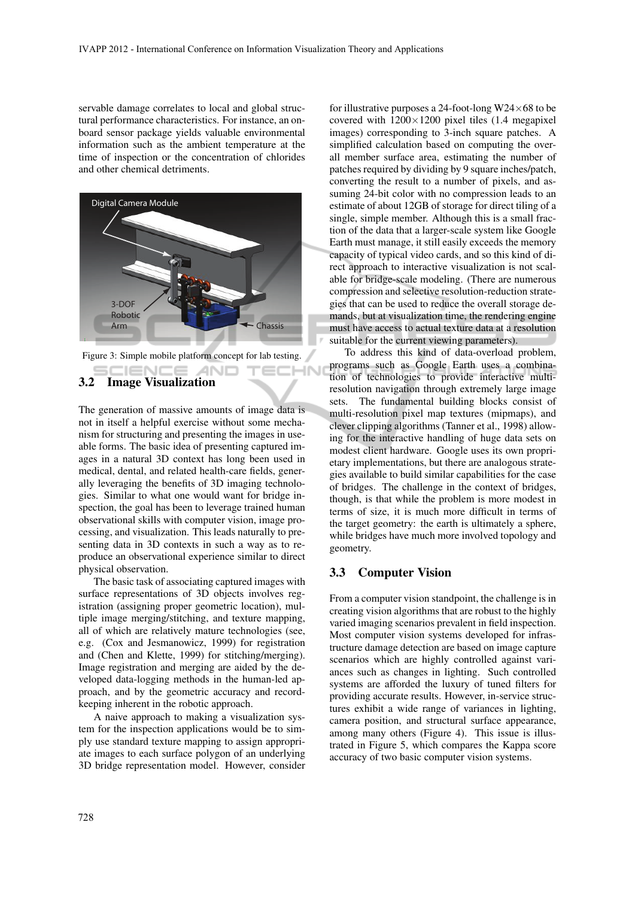servable damage correlates to local and global structural performance characteristics. For instance, an onboard sensor package yields valuable environmental information such as the ambient temperature at the time of inspection or the concentration of chlorides and other chemical detriments.

Figure 3: Simple mobile platform concept for lab testing.

## 3.2 Image Visualization

The generation of massive amounts of image data is not in itself a helpful exercise without some mechanism for structuring and presenting the images in useable forms. The basic idea of presenting captured images in a natural 3D context has long been used in medical, dental, and related health-care fields, generally leveraging the benefits of 3D imaging technologies. Similar to what one would want for bridge inspection, the goal has been to leverage trained human observational skills with computer vision, image processing, and visualization. This leads naturally to presenting data in 3D contexts in such a way as to reproduce an observational experience similar to direct physical observation.

The basic task of associating captured images with surface representations of 3D objects involves registration (assigning proper geometric location), multiple image merging/stitching, and texture mapping, all of which are relatively mature technologies (see, e.g. (Cox and Jesmanowicz, 1999) for registration and (Chen and Klette, 1999) for stitching/merging). Image registration and merging are aided by the developed data-logging methods in the human-led approach, and by the geometric accuracy and record-keeping inherent in the robotic approach.

A naive approach to making a visualization system for the inspection applications would be to simply use standard texture mapping to assign appropriate images to each surface polygon of an underlying 3D bridge representation model. However, consider for illustrative purposes a 24-foot-long W24×68 to be covered with 1200×1200 pixel tiles (1.4 megapixel images) corresponding to 3-inch square patches. A simplified calculation based on computing the overall member surface area, estimating the number of patches required by dividing by 9 square inches/patch, converting the result to a number of pixels, and assuming 24-bit color with no compression leads to an estimate of about 12GB of storage for direct tiling of a single, simple member. Although this is a small fraction of the data that a larger-scale system like Google Earth must manage, it still easily exceeds the memory capacity of typical video cards, and so this kind of direct approach to interactive visualization is not scalable for bridge-scale modeling. (There are numerous compression and selective resolution-reduction strategies that can be used to reduce the overall storage demands, but at visualization time, the rendering engine must have access to actual texture data at a resolution suitable for the current viewing parameters).

To address this kind of data-overload problem, programs such as Google Earth uses a combination of technologies to provide interactive multi-resolution navigation through extremely large image sets. The fundamental building blocks consist of multi-resolution pixel map textures (mipmaps), and clever clipping algorithms (Tanner et al., 1998) allowing for the interactive handling of huge data sets on modest client hardware. Google uses its own proprietary implementations, but there are analogous strategies available to build similar capabilities for the case of bridges. The challenge in the context of bridges, though, is that while the problem is more modest in terms of size, it is much more difficult in terms of the target geometry: the earth is ultimately a sphere, while bridges have much more involved topology and geometry.

## 3.3 Computer Vision

From a computer vision standpoint, the challenge is in creating vision algorithms that are robust to the highly varied imaging scenarios prevalent in field inspection. Most computer vision systems developed for infrastructure damage detection are based on image capture scenarios which are highly controlled against variances such as changes in lighting. Such controlled systems are afforded the luxury of tuned filters for providing accurate results. However, in-service structures exhibit a wide range of variances in lighting, camera position, and structural surface appearance, among many others (Figure 4). This issue is illustrated in Figure 5, which compares the Kappa score accuracy of two basic computer vision systems.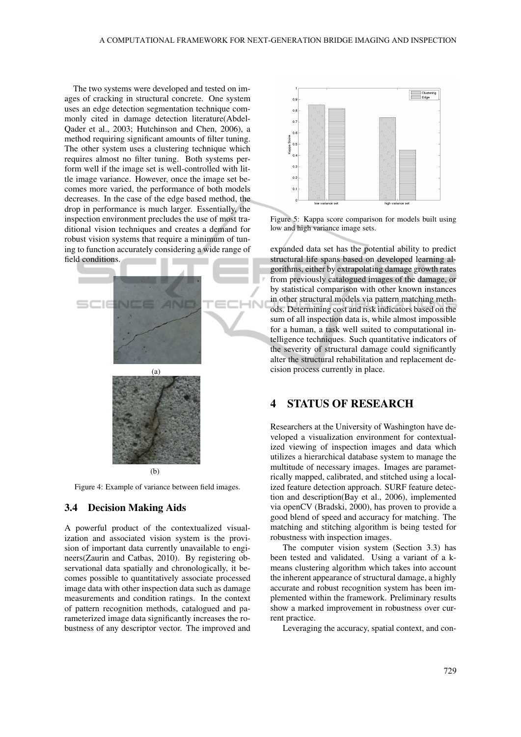The two systems were developed and tested on images of cracking in structural concrete. One system uses an edge detection segmentation technique commonly cited in damage detection literature(Abdel-Qader et al., 2003; Hutchinson and Chen, 2006), a method requiring significant amounts of filter tuning. The other system uses a clustering technique which requires almost no filter tuning. Both systems perform well if the image set is well-controlled with little image variance. However, once the image set becomes more varied, the performance of both models decreases. In the case of the edge based method, the drop in performance is much larger. Essentially, the inspection environment precludes the use of most traditional vision techniques and creates a demand for robust vision systems that require a minimum of tuning to function accurately considering a wide range of field conditions.

(a)

(b)

Figure 4: Example of variance between field images.

### 3.4 Decision Making Aids

A powerful product of the contextualized visualization and associated vision system is the provision of important data currently unavailable to engineers(Zaurin and Catbas, 2010). By registering observational data spatially and chronologically, it becomes possible to quantitatively associate processed image data with other inspection data such as damage measurements and condition ratings. In the context of pattern recognition methods, catalogued and parameterized image data significantly increases the robustness of any descriptor vector. The improved and expanded data set has the potential ability to predict structural life spans based on developed learning algorithms, either by extrapolating damage growth rates from previously catalogued images of the damage, or by statistical comparison with other known instances in other structural models via pattern matching methods. Determining cost and risk indicators based on the sum of all inspection data is, while almost impossible for a human, a task well suited to computational intelligence techniques. Such quantitative indicators of the severity of structural damage could significantly alter the structural rehabilitation and replacement decision process currently in place.

Figure 5: Kappa score comparison for models built using low and high variance image sets.

## 4 STATUS OF RESEARCH

Researchers at the University of Washington have developed a visualization environment for contextualized viewing of inspection images and data which utilizes a hierarchical database system to manage the multitude of necessary images. Images are parametrically mapped, calibrated, and stitched using a localized feature detection approach. SURF feature detection and description(Bay et al., 2006), implemented via openCV (Bradski, 2000), has proven to provide a good blend of speed and accuracy for matching. The matching and stitching algorithm is being tested for robustness with inspection images.

The computer vision system (Section 3.3) has been tested and validated. Using a variant of a k-means clustering algorithm which takes into account the inherent appearance of structural damage, a highly accurate and robust recognition system has been implemented within the framework. Preliminary results show a marked improvement in robustness over current practice.

Leveraging the accuracy, spatial context, and con-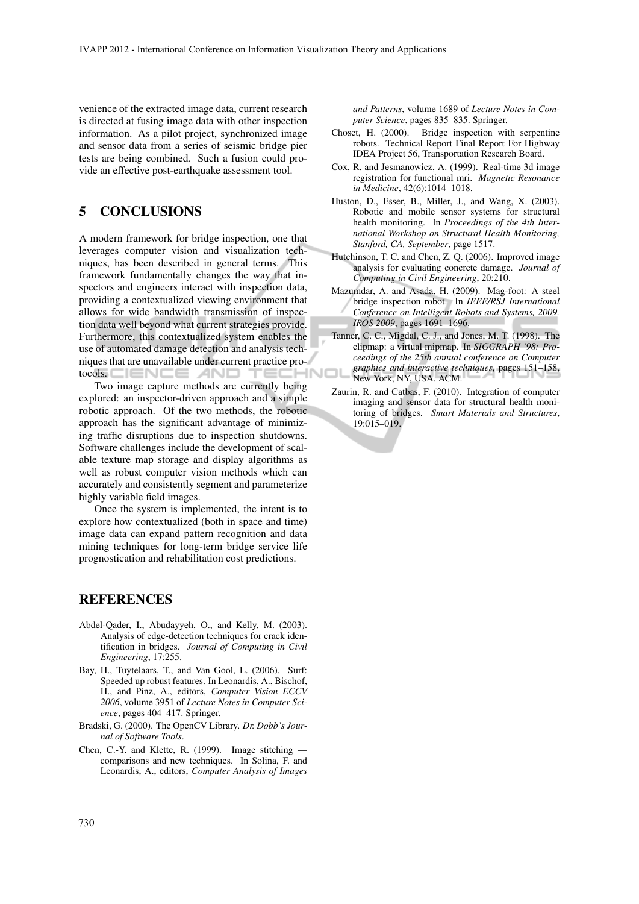venience of the extracted image data, current research is directed at fusing image data with other inspection information. As a pilot project, synchronized image and sensor data from a series of seismic bridge pier tests are being combined. Such a fusion could provide an effective post-earthquake assessment tool.

## 5 CONCLUSIONS

A modern framework for bridge inspection, one that leverages computer vision and visualization techniques, has been described in general terms. This framework fundamentally changes the way that inspectors and engineers interact with inspection data, providing a contextualized viewing environment that allows for wide bandwidth transmission of inspection data well beyond what current strategies provide. Furthermore, this contextualized system enables the use of automated damage detection and analysis techniques that are unavailable under current practice protocols.

Two image capture methods are currently being explored: an inspector-driven approach and a simple robotic approach. Of the two methods, the robotic approach has the significant advantage of minimizing traffic disruptions due to inspection shutdowns. Software challenges include the development of scalable texture map storage and display algorithms as well as robust computer vision methods which can accurately and consistently segment and parameterize highly variable field images.

Once the system is implemented, the intent is to explore how contextualized (both in space and time) image data can expand pattern recognition and data mining techniques for long-term bridge service life prognostication and rehabilitation cost predictions.

## REFERENCES

Abdel-Qader, I., Abudayyeh, O., and Kelly, M. (2003). Analysis of edge-detection techniques for crack identification in bridges. *Journal of Computing in Civil Engineering*, 17:255.

Bay, H., Tuytelaars, T., and Van Gool, L. (2006). Surf: Speeded up robust features. In Leonardis, A., Bischof, H., and Pinz, A., editors, *Computer Vision ECCV 2006*, volume 3951 of *Lecture Notes in Computer Science*, pages 404–417. Springer.

Bradski, G. (2000). The OpenCV Library. *Dr. Dobb's Journal of Software Tools*.

Chen, C.-Y. and Klette, R. (1999). Image stitching — comparisons and new techniques. In Solina, F. and Leonardis, A., editors, *Computer Analysis of Images and Patterns*, volume 1689 of *Lecture Notes in Computer Science*, pages 835–835. Springer.

Choset, H. (2000). Bridge inspection with serpentine robots. Technical Report Final Report For Highway IDEA Project 56, Transportation Research Board.

Cox, R. and Jesmanowicz, A. (1999). Real-time 3d image registration for functional mri. *Magnetic Resonance in Medicine*, 42(6):1014–1018.

Huston, D., Esser, B., Miller, J., and Wang, X. (2003). Robotic and mobile sensor systems for structural health monitoring. In *Proceedings of the 4th International Workshop on Structural Health Monitoring, Stanford, CA, September*, page 1517.

Hutchinson, T. C. and Chen, Z. Q. (2006). Improved image analysis for evaluating concrete damage. *Journal of Computing in Civil Engineering*, 20:210.

Mazumdar, A. and Asada, H. (2009). Mag-foot: A steel bridge inspection robot. In *IEEE/RSJ International Conference on Intelligent Robots and Systems, 2009. IROS 2009*, pages 1691–1696.

Tanner, C. C., Migdal, C. J., and Jones, M. T. (1998). The clipmap: a virtual mipmap. In *SIGGRAPH '98: Proceedings of the 25th annual conference on Computer graphics and interactive techniques*, pages 151–158, New York, NY, USA. ACM.

Zaurin, R. and Catbas, F. (2010). Integration of computer imaging and sensor data for structural health monitoring of bridges. *Smart Materials and Structures*, 19:015–019.